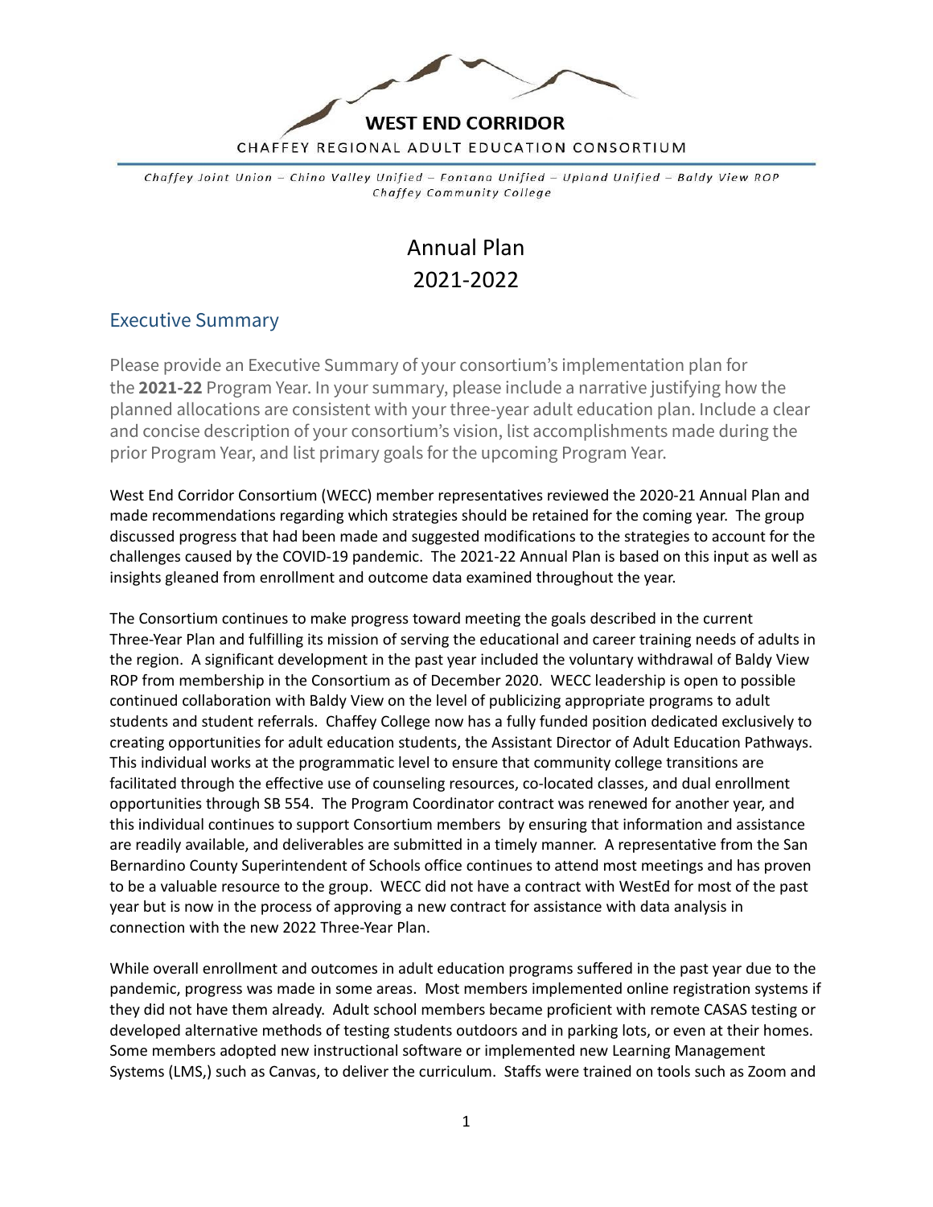**WEST END CORRIDOR**

CHAFFEY REGIONAL ADULT EDUCATION CONSORTIUM

*Chaffey Joint Union – Chino Valley Unified – Fontana Unified – Upland Unified – Baldy View ROP*
*Chaffey Community College*

# Annual Plan
# 2021-2022

## Executive Summary

Please provide an Executive Summary of your consortium's implementation plan for the **2021-22** Program Year. In your summary, please include a narrative justifying how the planned allocations are consistent with your three-year adult education plan. Include a clear and concise description of your consortium's vision, list accomplishments made during the prior Program Year, and list primary goals for the upcoming Program Year.

West End Corridor Consortium (WECC) member representatives reviewed the 2020-21 Annual Plan and made recommendations regarding which strategies should be retained for the coming year. The group discussed progress that had been made and suggested modifications to the strategies to account for the challenges caused by the COVID-19 pandemic. The 2021-22 Annual Plan is based on this input as well as insights gleaned from enrollment and outcome data examined throughout the year.

The Consortium continues to make progress toward meeting the goals described in the current Three-Year Plan and fulfilling its mission of serving the educational and career training needs of adults in the region. A significant development in the past year included the voluntary withdrawal of Baldy View ROP from membership in the Consortium as of December 2020. WECC leadership is open to possible continued collaboration with Baldy View on the level of publicizing appropriate programs to adult students and student referrals. Chaffey College now has a fully funded position dedicated exclusively to creating opportunities for adult education students, the Assistant Director of Adult Education Pathways. This individual works at the programmatic level to ensure that community college transitions are facilitated through the effective use of counseling resources, co-located classes, and dual enrollment opportunities through SB 554. The Program Coordinator contract was renewed for another year, and this individual continues to support Consortium members by ensuring that information and assistance are readily available, and deliverables are submitted in a timely manner. A representative from the San Bernardino County Superintendent of Schools office continues to attend most meetings and has proven to be a valuable resource to the group. WECC did not have a contract with WestEd for most of the past year but is now in the process of approving a new contract for assistance with data analysis in connection with the new 2022 Three-Year Plan.

While overall enrollment and outcomes in adult education programs suffered in the past year due to the pandemic, progress was made in some areas. Most members implemented online registration systems if they did not have them already. Adult school members became proficient with remote CASAS testing or developed alternative methods of testing students outdoors and in parking lots, or even at their homes. Some members adopted new instructional software or implemented new Learning Management Systems (LMS,) such as Canvas, to deliver the curriculum. Staffs were trained on tools such as Zoom and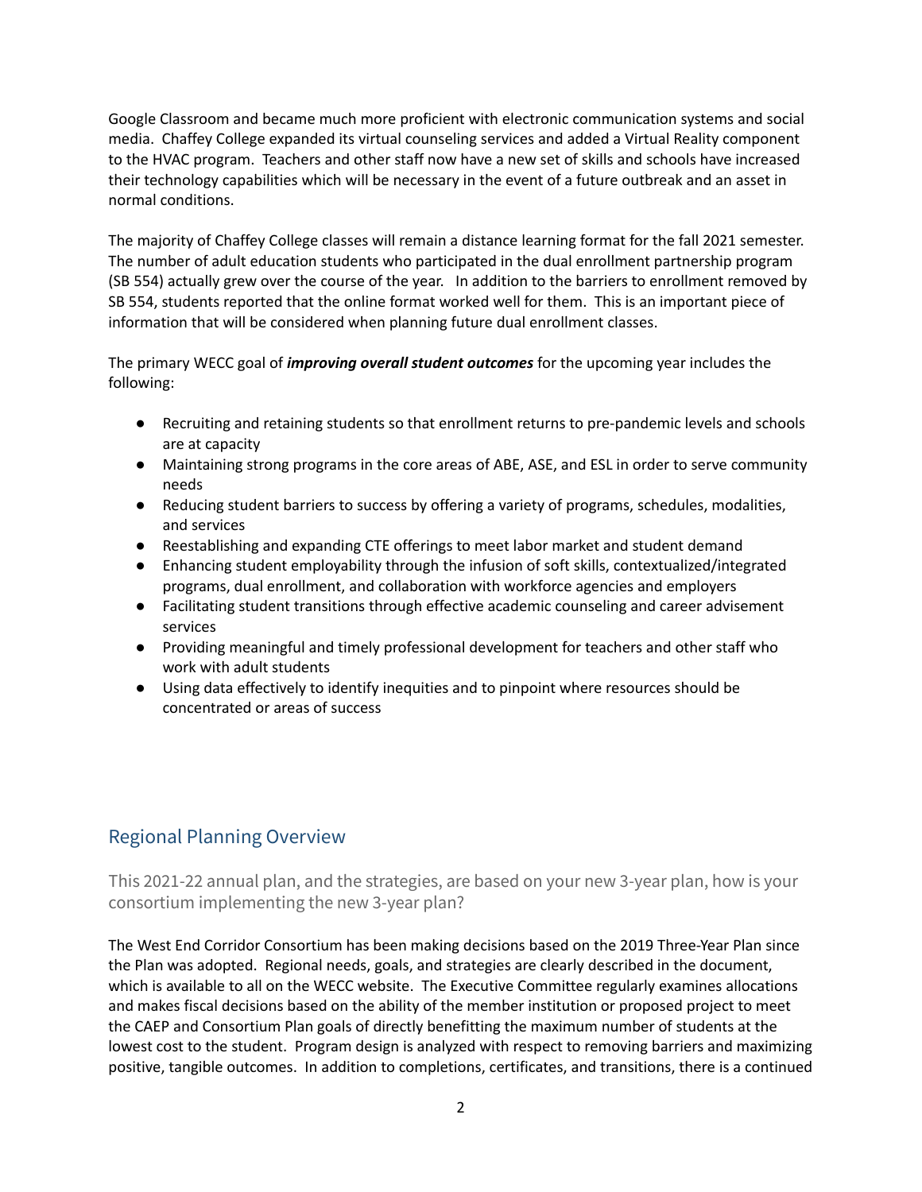Google Classroom and became much more proficient with electronic communication systems and social media. Chaffey College expanded its virtual counseling services and added a Virtual Reality component to the HVAC program. Teachers and other staff now have a new set of skills and schools have increased their technology capabilities which will be necessary in the event of a future outbreak and an asset in normal conditions.

The majority of Chaffey College classes will remain a distance learning format for the fall 2021 semester. The number of adult education students who participated in the dual enrollment partnership program (SB 554) actually grew over the course of the year. In addition to the barriers to enrollment removed by SB 554, students reported that the online format worked well for them. This is an important piece of information that will be considered when planning future dual enrollment classes.

The primary WECC goal of ***improving overall student outcomes*** for the upcoming year includes the following:

- Recruiting and retaining students so that enrollment returns to pre-pandemic levels and schools are at capacity
- Maintaining strong programs in the core areas of ABE, ASE, and ESL in order to serve community needs
- Reducing student barriers to success by offering a variety of programs, schedules, modalities, and services
- Reestablishing and expanding CTE offerings to meet labor market and student demand
- Enhancing student employability through the infusion of soft skills, contextualized/integrated programs, dual enrollment, and collaboration with workforce agencies and employers
- Facilitating student transitions through effective academic counseling and career advisement services
- Providing meaningful and timely professional development for teachers and other staff who work with adult students
- Using data effectively to identify inequities and to pinpoint where resources should be concentrated or areas of success

## Regional Planning Overview

### This 2021-22 annual plan, and the strategies, are based on your new 3-year plan, how is your consortium implementing the new 3-year plan?

The West End Corridor Consortium has been making decisions based on the 2019 Three-Year Plan since the Plan was adopted. Regional needs, goals, and strategies are clearly described in the document, which is available to all on the WECC website. The Executive Committee regularly examines allocations and makes fiscal decisions based on the ability of the member institution or proposed project to meet the CAEP and Consortium Plan goals of directly benefitting the maximum number of students at the lowest cost to the student. Program design is analyzed with respect to removing barriers and maximizing positive, tangible outcomes. In addition to completions, certificates, and transitions, there is a continued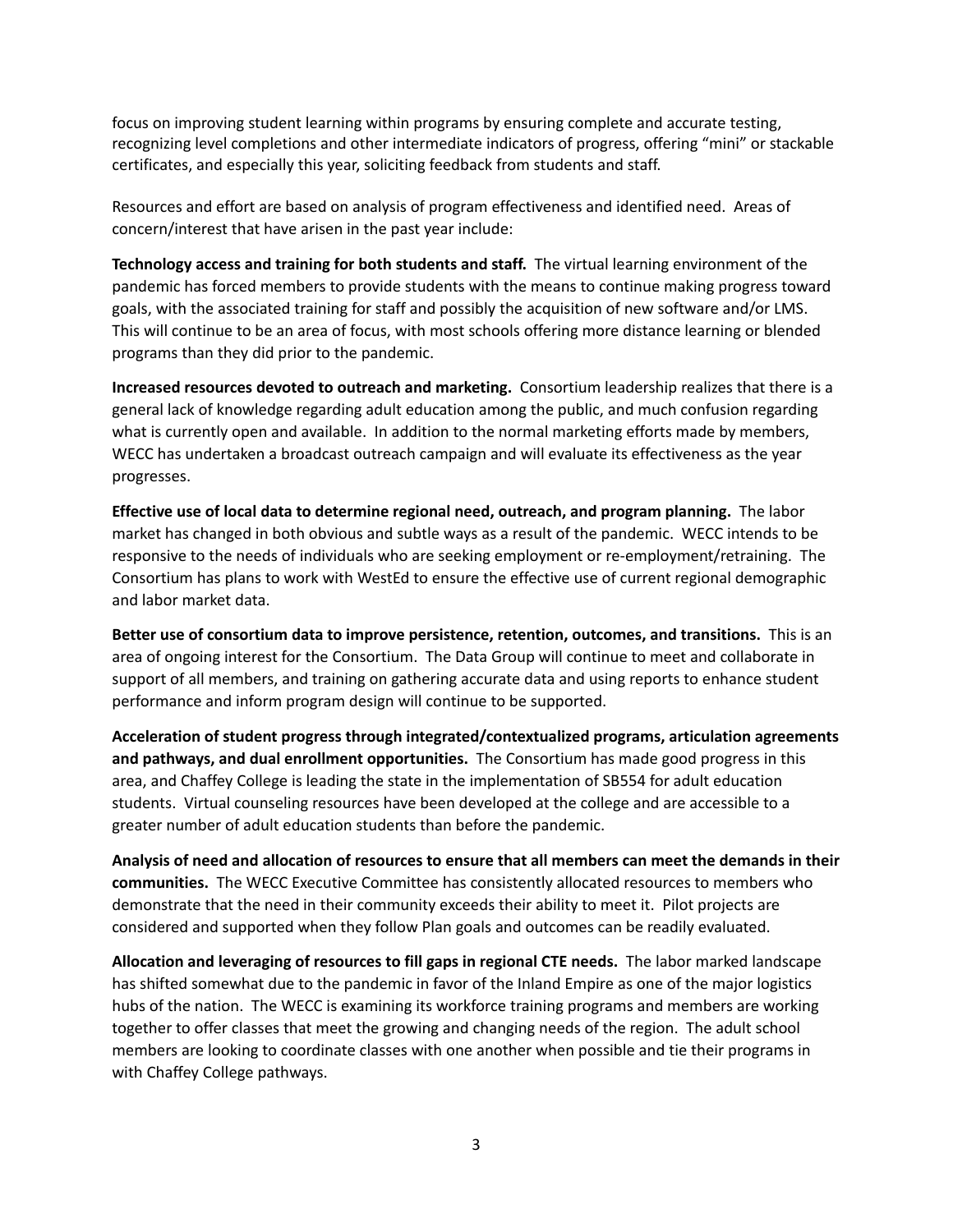focus on improving student learning within programs by ensuring complete and accurate testing, recognizing level completions and other intermediate indicators of progress, offering "mini" or stackable certificates, and especially this year, soliciting feedback from students and staff.

Resources and effort are based on analysis of program effectiveness and identified need. Areas of concern/interest that have arisen in the past year include:

**Technology access and training for both students and staff.** The virtual learning environment of the pandemic has forced members to provide students with the means to continue making progress toward goals, with the associated training for staff and possibly the acquisition of new software and/or LMS. This will continue to be an area of focus, with most schools offering more distance learning or blended programs than they did prior to the pandemic.

**Increased resources devoted to outreach and marketing.** Consortium leadership realizes that there is a general lack of knowledge regarding adult education among the public, and much confusion regarding what is currently open and available. In addition to the normal marketing efforts made by members, WECC has undertaken a broadcast outreach campaign and will evaluate its effectiveness as the year progresses.

**Effective use of local data to determine regional need, outreach, and program planning.** The labor market has changed in both obvious and subtle ways as a result of the pandemic. WECC intends to be responsive to the needs of individuals who are seeking employment or re-employment/retraining. The Consortium has plans to work with WestEd to ensure the effective use of current regional demographic and labor market data.

**Better use of consortium data to improve persistence, retention, outcomes, and transitions.** This is an area of ongoing interest for the Consortium. The Data Group will continue to meet and collaborate in support of all members, and training on gathering accurate data and using reports to enhance student performance and inform program design will continue to be supported.

**Acceleration of student progress through integrated/contextualized programs, articulation agreements and pathways, and dual enrollment opportunities.** The Consortium has made good progress in this area, and Chaffey College is leading the state in the implementation of SB554 for adult education students. Virtual counseling resources have been developed at the college and are accessible to a greater number of adult education students than before the pandemic.

**Analysis of need and allocation of resources to ensure that all members can meet the demands in their communities.** The WECC Executive Committee has consistently allocated resources to members who demonstrate that the need in their community exceeds their ability to meet it. Pilot projects are considered and supported when they follow Plan goals and outcomes can be readily evaluated.

**Allocation and leveraging of resources to fill gaps in regional CTE needs.** The labor marked landscape has shifted somewhat due to the pandemic in favor of the Inland Empire as one of the major logistics hubs of the nation. The WECC is examining its workforce training programs and members are working together to offer classes that meet the growing and changing needs of the region. The adult school members are looking to coordinate classes with one another when possible and tie their programs in with Chaffey College pathways.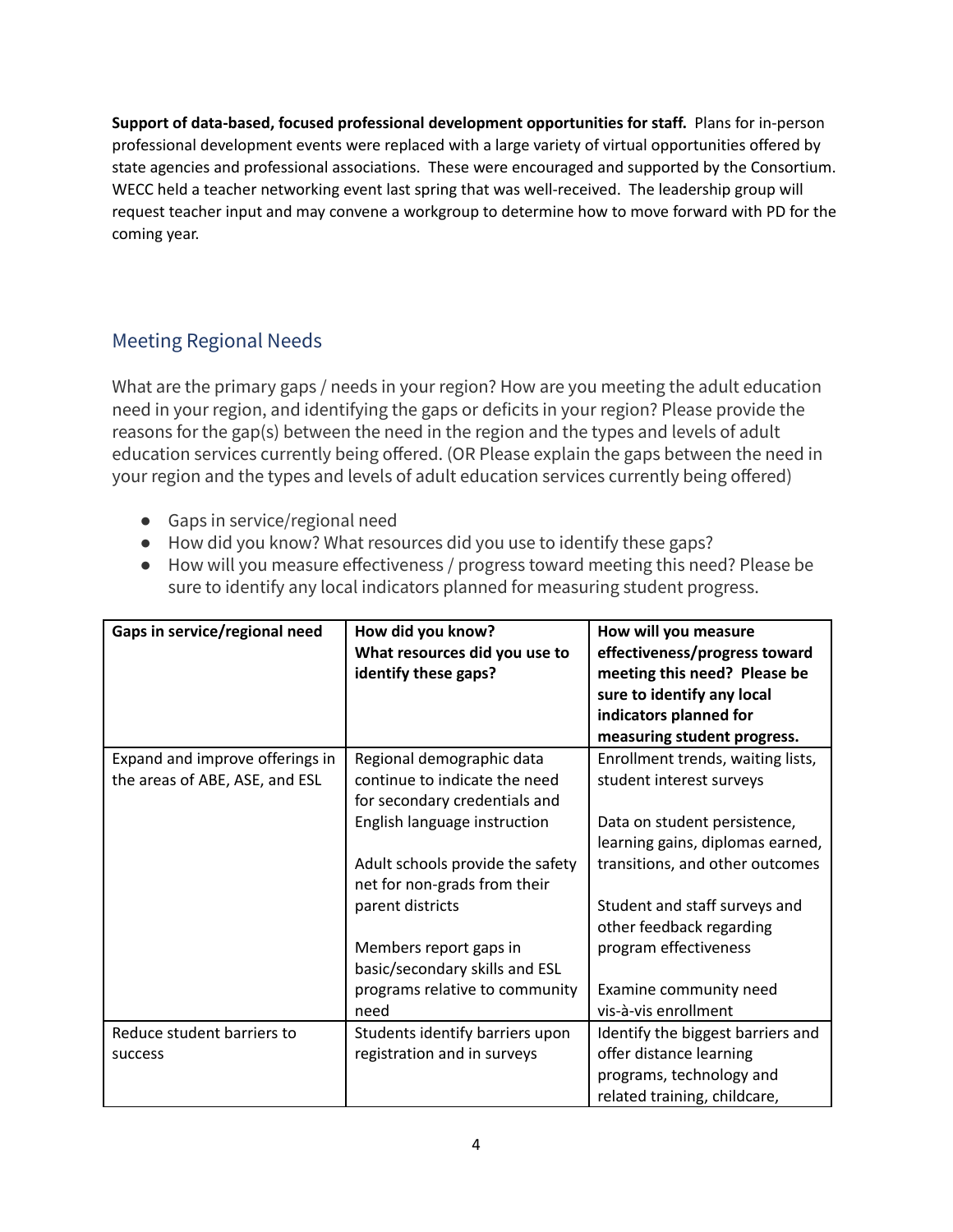**Support of data-based, focused professional development opportunities for staff.** Plans for in-person professional development events were replaced with a large variety of virtual opportunities offered by state agencies and professional associations. These were encouraged and supported by the Consortium. WECC held a teacher networking event last spring that was well-received. The leadership group will request teacher input and may convene a workgroup to determine how to move forward with PD for the coming year.

## Meeting Regional Needs

What are the primary gaps / needs in your region? How are you meeting the adult education need in your region, and identifying the gaps or deficits in your region? Please provide the reasons for the gap(s) between the need in the region and the types and levels of adult education services currently being offered. (OR Please explain the gaps between the need in your region and the types and levels of adult education services currently being offered)

- Gaps in service/regional need
- How did you know? What resources did you use to identify these gaps?
- How will you measure effectiveness / progress toward meeting this need? Please be sure to identify any local indicators planned for measuring student progress.

| Gaps in service/regional need | How did you know? What resources did you use to identify these gaps? | How will you measure effectiveness/progress toward meeting this need? Please be sure to identify any local indicators planned for measuring student progress. |
|---|---|---|
| Expand and improve offerings in the areas of ABE, ASE, and ESL | Regional demographic data continue to indicate the need for secondary credentials and English language instruction<br><br>Adult schools provide the safety net for non-grads from their parent districts<br><br>Members report gaps in basic/secondary skills and ESL programs relative to community need | Enrollment trends, waiting lists, student interest surveys<br><br>Data on student persistence, learning gains, diplomas earned, transitions, and other outcomes<br><br>Student and staff surveys and other feedback regarding program effectiveness<br><br>Examine community need vis-à-vis enrollment |
| Reduce student barriers to success | Students identify barriers upon registration and in surveys | Identify the biggest barriers and offer distance learning programs, technology and related training, childcare, |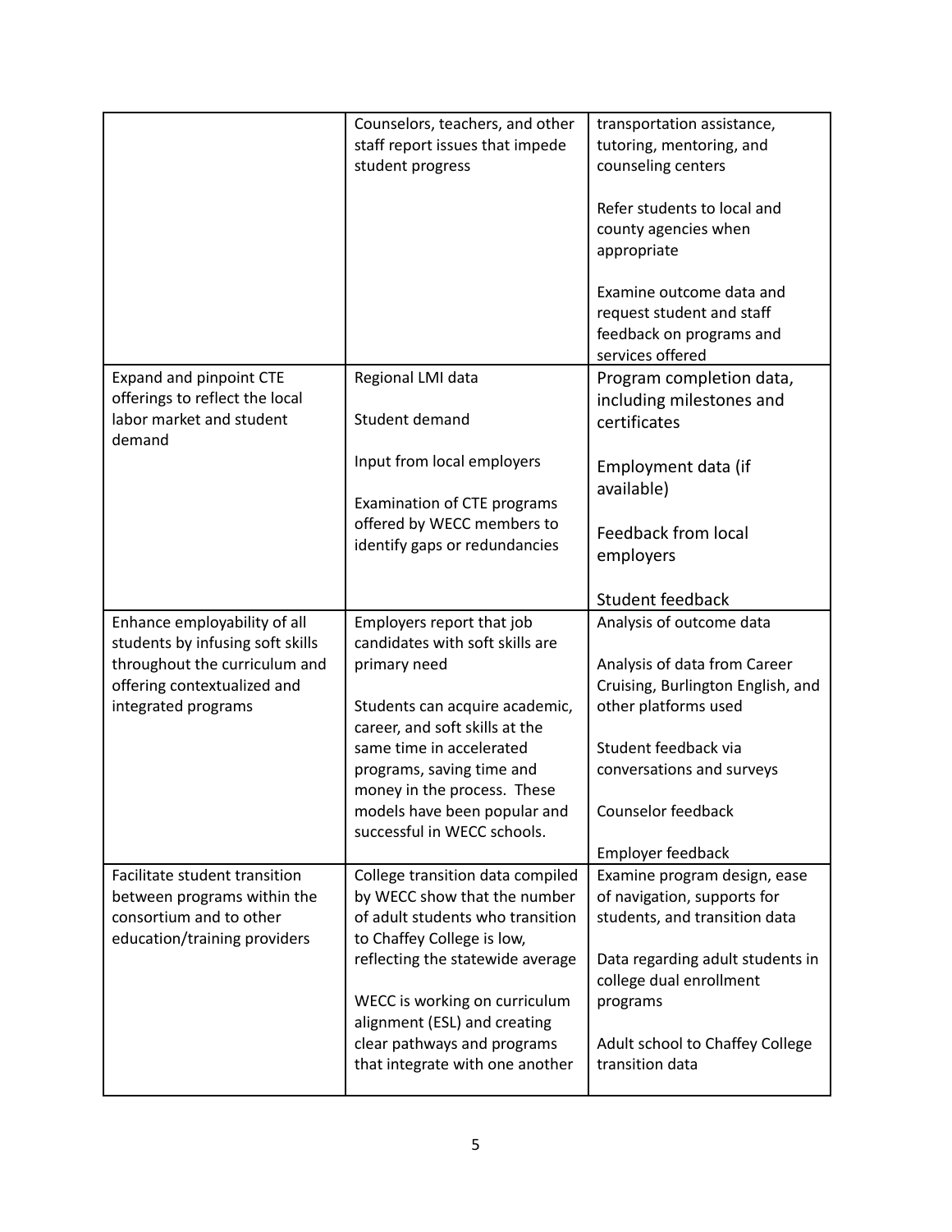| | | |
|---|---|---|
| | Counselors, teachers, and other staff report issues that impede student progress | transportation assistance, tutoring, mentoring, and counseling centers<br><br>Refer students to local and county agencies when appropriate<br><br>Examine outcome data and request student and staff feedback on programs and services offered |
| Expand and pinpoint CTE offerings to reflect the local labor market and student demand | Regional LMI data<br><br>Student demand<br><br>Input from local employers<br><br>Examination of CTE programs offered by WECC members to identify gaps or redundancies | Program completion data, including milestones and certificates<br><br>Employment data (if available)<br><br>Feedback from local employers<br><br>Student feedback |
| Enhance employability of all students by infusing soft skills throughout the curriculum and offering contextualized and integrated programs | Employers report that job candidates with soft skills are primary need<br><br>Students can acquire academic, career, and soft skills at the same time in accelerated programs, saving time and money in the process. These models have been popular and successful in WECC schools. | Analysis of outcome data<br><br>Analysis of data from Career Cruising, Burlington English, and other platforms used<br><br>Student feedback via conversations and surveys<br><br>Counselor feedback<br><br>Employer feedback |
| Facilitate student transition between programs within the consortium and to other education/training providers | College transition data compiled by WECC show that the number of adult students who transition to Chaffey College is low, reflecting the statewide average<br><br>WECC is working on curriculum alignment (ESL) and creating clear pathways and programs that integrate with one another | Examine program design, ease of navigation, supports for students, and transition data<br><br>Data regarding adult students in college dual enrollment programs<br><br>Adult school to Chaffey College transition data |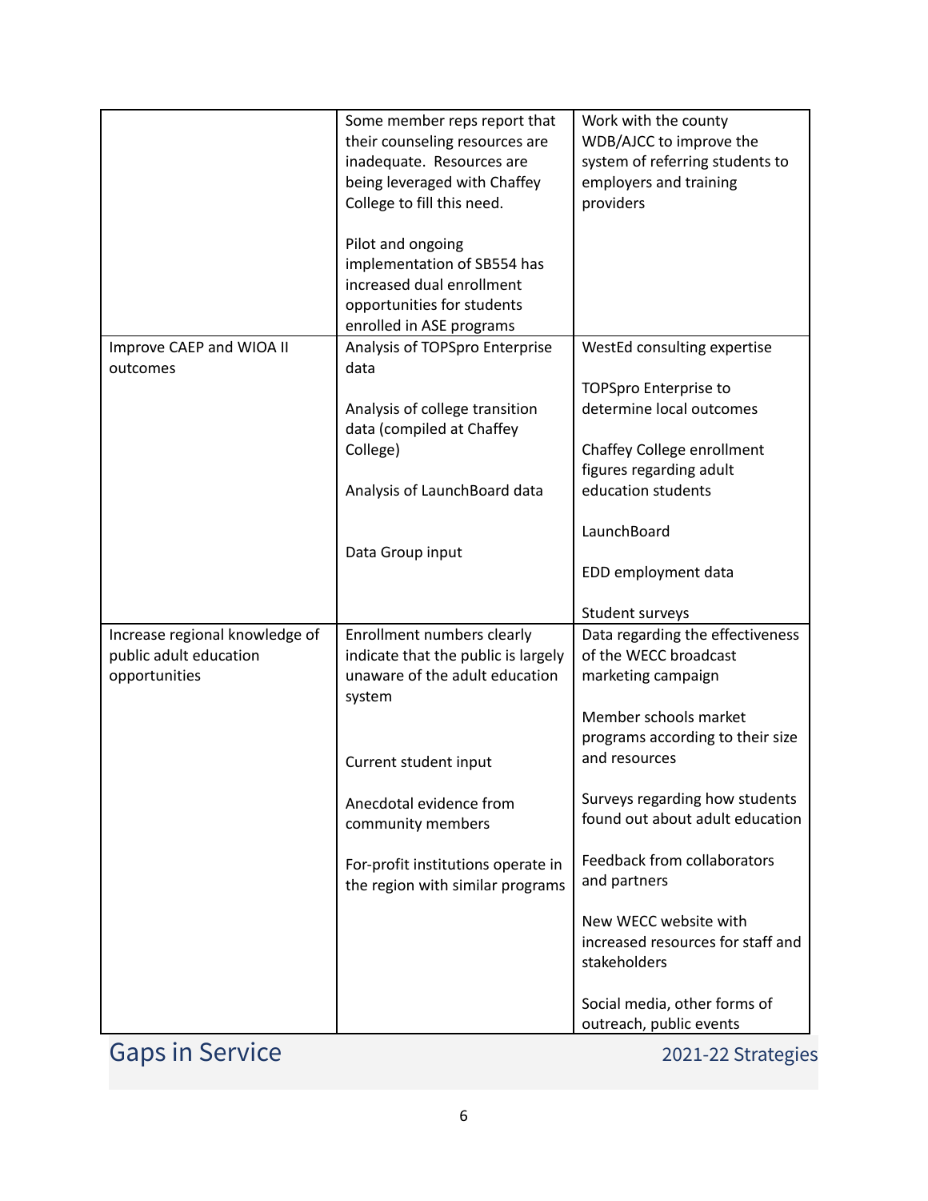| | | |
|---|---|---|
| | Some member reps report that their counseling resources are inadequate. Resources are being leveraged with Chaffey College to fill this need.<br><br>Pilot and ongoing implementation of SB554 has increased dual enrollment opportunities for students enrolled in ASE programs | Work with the county WDB/AJCC to improve the system of referring students to employers and training providers |
| Improve CAEP and WIOA II outcomes | Analysis of TOPSpro Enterprise data<br><br>Analysis of college transition data (compiled at Chaffey College)<br><br>Analysis of LaunchBoard data<br><br>Data Group input | WestEd consulting expertise<br><br>TOPSpro Enterprise to determine local outcomes<br><br>Chaffey College enrollment figures regarding adult education students<br><br>LaunchBoard<br><br>EDD employment data<br><br>Student surveys |
| Increase regional knowledge of public adult education opportunities | Enrollment numbers clearly indicate that the public is largely unaware of the adult education system<br><br>Current student input<br><br>Anecdotal evidence from community members<br><br>For-profit institutions operate in the region with similar programs | Data regarding the effectiveness of the WECC broadcast marketing campaign<br><br>Member schools market programs according to their size and resources<br><br>Surveys regarding how students found out about adult education<br><br>Feedback from collaborators and partners<br><br>New WECC website with increased resources for staff and stakeholders<br><br>Social media, other forms of outreach, public events |

## Gaps in Service

2021-22 Strategies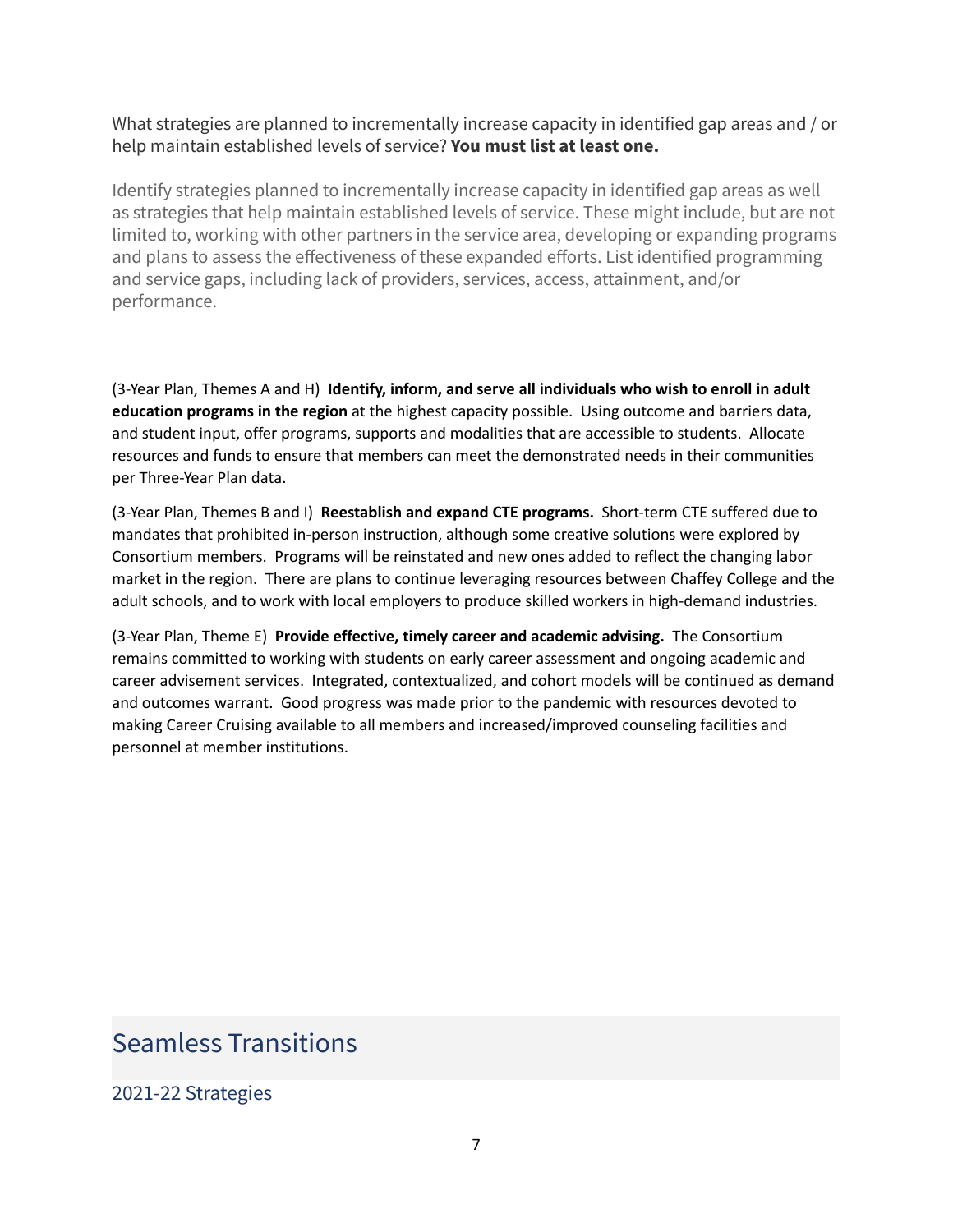What strategies are planned to incrementally increase capacity in identified gap areas and / or help maintain established levels of service? **You must list at least one.**

Identify strategies planned to incrementally increase capacity in identified gap areas as well as strategies that help maintain established levels of service. These might include, but are not limited to, working with other partners in the service area, developing or expanding programs and plans to assess the effectiveness of these expanded efforts. List identified programming and service gaps, including lack of providers, services, access, attainment, and/or performance.

(3-Year Plan, Themes A and H) **Identify, inform, and serve all individuals who wish to enroll in adult education programs in the region** at the highest capacity possible. Using outcome and barriers data, and student input, offer programs, supports and modalities that are accessible to students. Allocate resources and funds to ensure that members can meet the demonstrated needs in their communities per Three-Year Plan data.

(3-Year Plan, Themes B and I) **Reestablish and expand CTE programs.** Short-term CTE suffered due to mandates that prohibited in-person instruction, although some creative solutions were explored by Consortium members. Programs will be reinstated and new ones added to reflect the changing labor market in the region. There are plans to continue leveraging resources between Chaffey College and the adult schools, and to work with local employers to produce skilled workers in high-demand industries.

(3-Year Plan, Theme E) **Provide effective, timely career and academic advising.** The Consortium remains committed to working with students on early career assessment and ongoing academic and career advisement services. Integrated, contextualized, and cohort models will be continued as demand and outcomes warrant. Good progress was made prior to the pandemic with resources devoted to making Career Cruising available to all members and increased/improved counseling facilities and personnel at member institutions.

## Seamless Transitions

### 2021-22 Strategies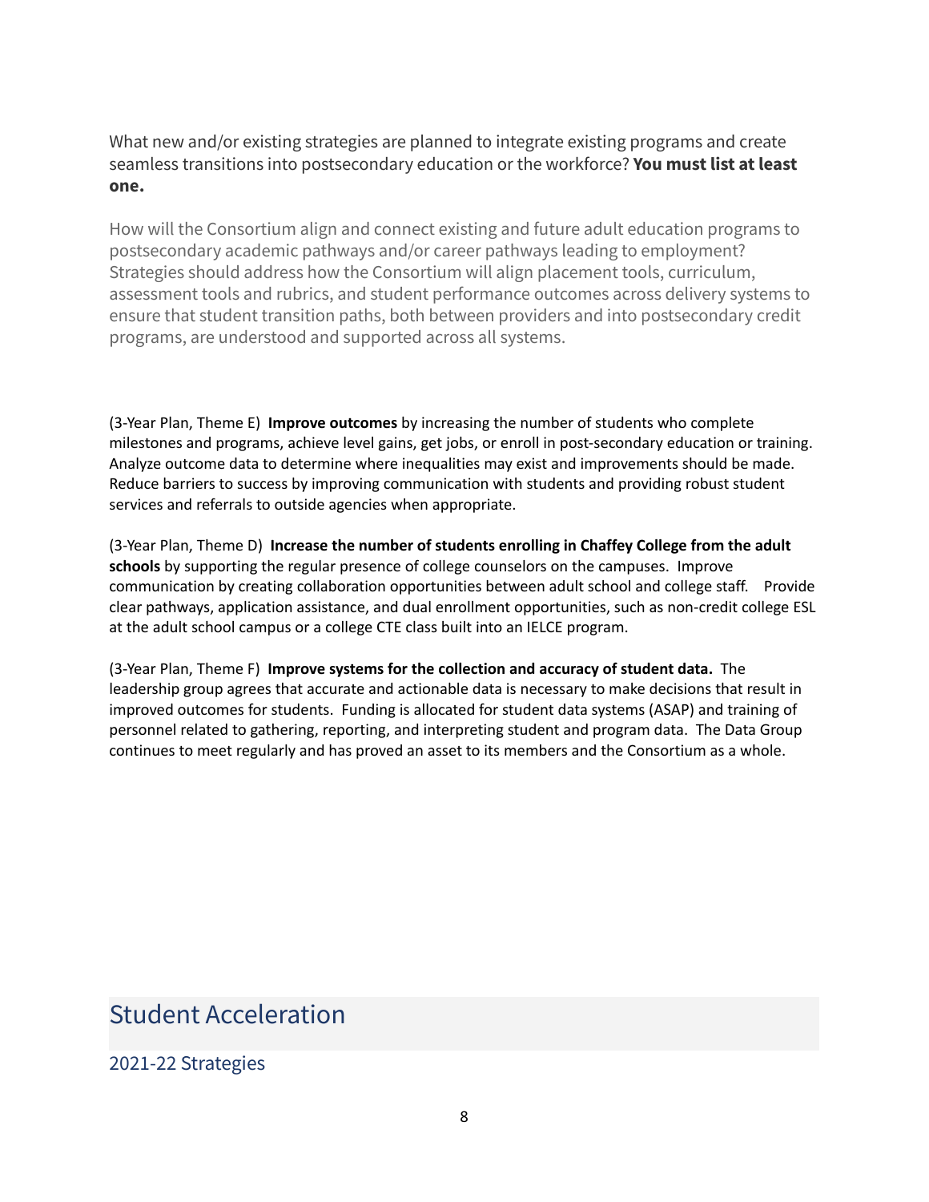What new and/or existing strategies are planned to integrate existing programs and create seamless transitions into postsecondary education or the workforce? **You must list at least one.**

How will the Consortium align and connect existing and future adult education programs to postsecondary academic pathways and/or career pathways leading to employment? Strategies should address how the Consortium will align placement tools, curriculum, assessment tools and rubrics, and student performance outcomes across delivery systems to ensure that student transition paths, both between providers and into postsecondary credit programs, are understood and supported across all systems.

(3-Year Plan, Theme E) **Improve outcomes** by increasing the number of students who complete milestones and programs, achieve level gains, get jobs, or enroll in post-secondary education or training. Analyze outcome data to determine where inequalities may exist and improvements should be made. Reduce barriers to success by improving communication with students and providing robust student services and referrals to outside agencies when appropriate.

(3-Year Plan, Theme D) **Increase the number of students enrolling in Chaffey College from the adult schools** by supporting the regular presence of college counselors on the campuses. Improve communication by creating collaboration opportunities between adult school and college staff. Provide clear pathways, application assistance, and dual enrollment opportunities, such as non-credit college ESL at the adult school campus or a college CTE class built into an IELCE program.

(3-Year Plan, Theme F) **Improve systems for the collection and accuracy of student data.** The leadership group agrees that accurate and actionable data is necessary to make decisions that result in improved outcomes for students. Funding is allocated for student data systems (ASAP) and training of personnel related to gathering, reporting, and interpreting student and program data. The Data Group continues to meet regularly and has proved an asset to its members and the Consortium as a whole.

# Student Acceleration

## 2021-22 Strategies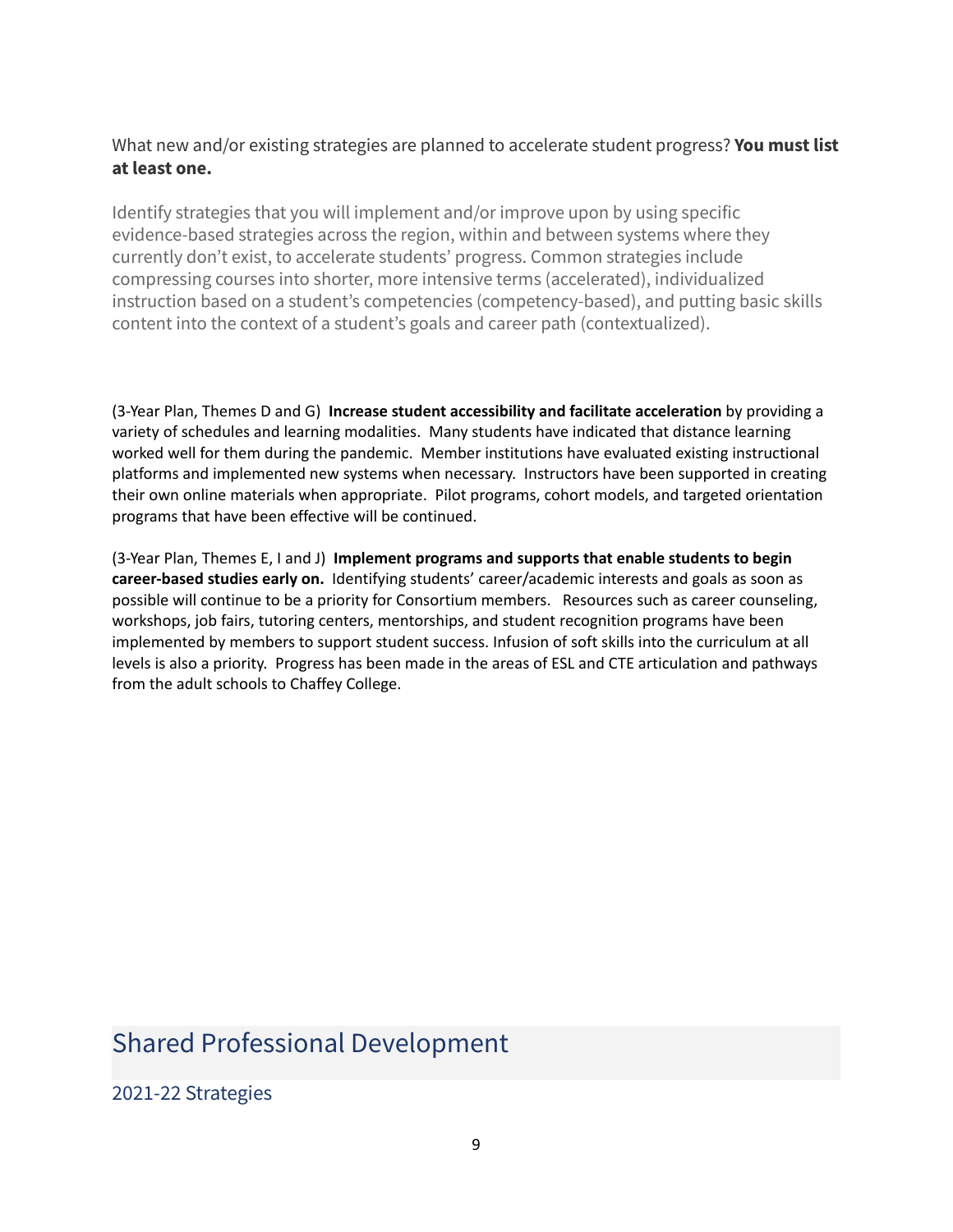What new and/or existing strategies are planned to accelerate student progress? **You must list at least one.**

Identify strategies that you will implement and/or improve upon by using specific evidence-based strategies across the region, within and between systems where they currently don't exist, to accelerate students' progress. Common strategies include compressing courses into shorter, more intensive terms (accelerated), individualized instruction based on a student's competencies (competency-based), and putting basic skills content into the context of a student's goals and career path (contextualized).

(3-Year Plan, Themes D and G) **Increase student accessibility and facilitate acceleration** by providing a variety of schedules and learning modalities. Many students have indicated that distance learning worked well for them during the pandemic. Member institutions have evaluated existing instructional platforms and implemented new systems when necessary. Instructors have been supported in creating their own online materials when appropriate. Pilot programs, cohort models, and targeted orientation programs that have been effective will be continued.

(3-Year Plan, Themes E, I and J) **Implement programs and supports that enable students to begin career-based studies early on.** Identifying students' career/academic interests and goals as soon as possible will continue to be a priority for Consortium members. Resources such as career counseling, workshops, job fairs, tutoring centers, mentorships, and student recognition programs have been implemented by members to support student success. Infusion of soft skills into the curriculum at all levels is also a priority. Progress has been made in the areas of ESL and CTE articulation and pathways from the adult schools to Chaffey College.

# Shared Professional Development

## 2021-22 Strategies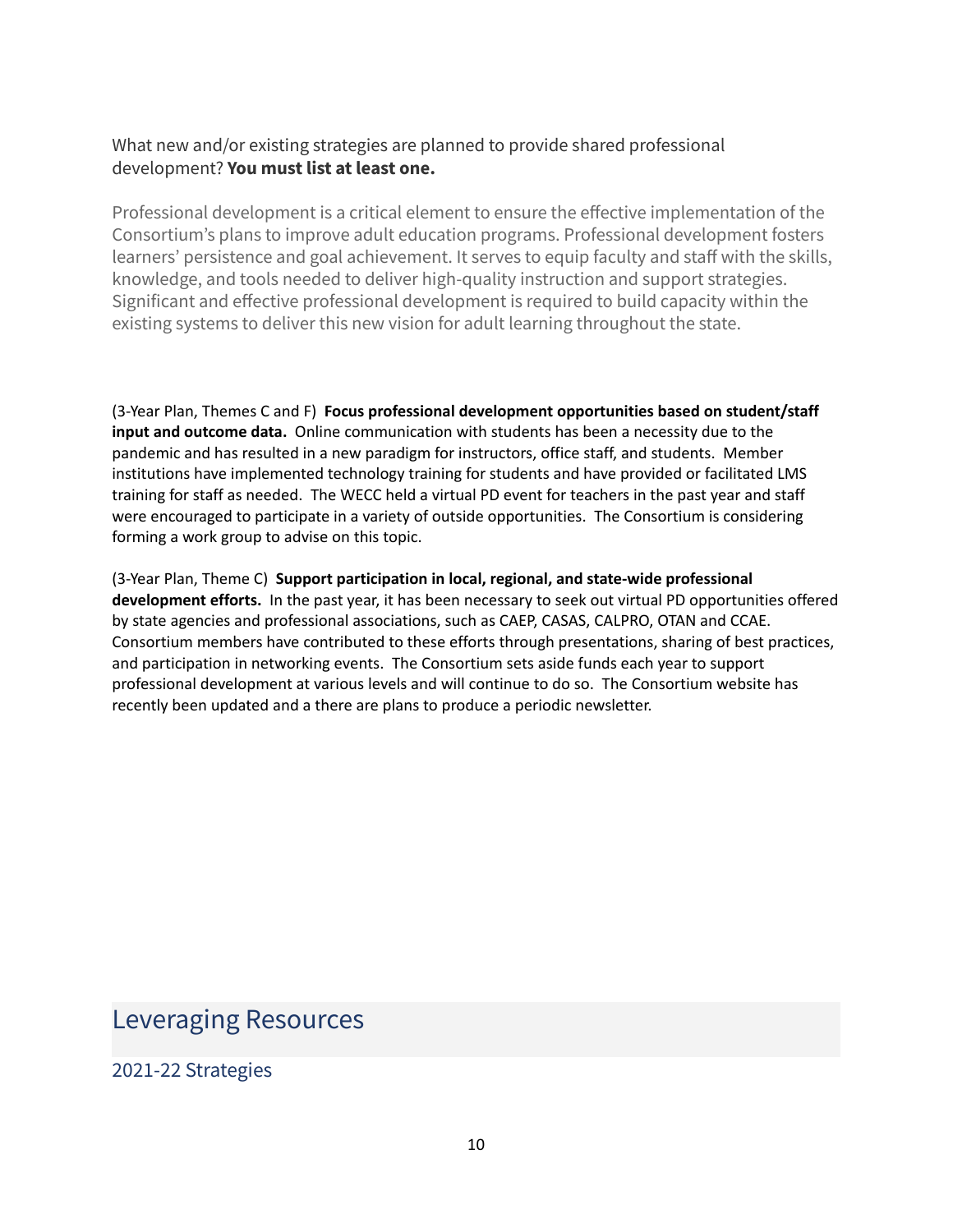What new and/or existing strategies are planned to provide shared professional development? **You must list at least one.**

Professional development is a critical element to ensure the effective implementation of the Consortium's plans to improve adult education programs. Professional development fosters learners' persistence and goal achievement. It serves to equip faculty and staff with the skills, knowledge, and tools needed to deliver high-quality instruction and support strategies. Significant and effective professional development is required to build capacity within the existing systems to deliver this new vision for adult learning throughout the state.

(3-Year Plan, Themes C and F) **Focus professional development opportunities based on student/staff input and outcome data.** Online communication with students has been a necessity due to the pandemic and has resulted in a new paradigm for instructors, office staff, and students. Member institutions have implemented technology training for students and have provided or facilitated LMS training for staff as needed. The WECC held a virtual PD event for teachers in the past year and staff were encouraged to participate in a variety of outside opportunities. The Consortium is considering forming a work group to advise on this topic.

(3-Year Plan, Theme C) **Support participation in local, regional, and state-wide professional development efforts.** In the past year, it has been necessary to seek out virtual PD opportunities offered by state agencies and professional associations, such as CAEP, CASAS, CALPRO, OTAN and CCAE. Consortium members have contributed to these efforts through presentations, sharing of best practices, and participation in networking events. The Consortium sets aside funds each year to support professional development at various levels and will continue to do so. The Consortium website has recently been updated and a there are plans to produce a periodic newsletter.

## Leveraging Resources

### 2021-22 Strategies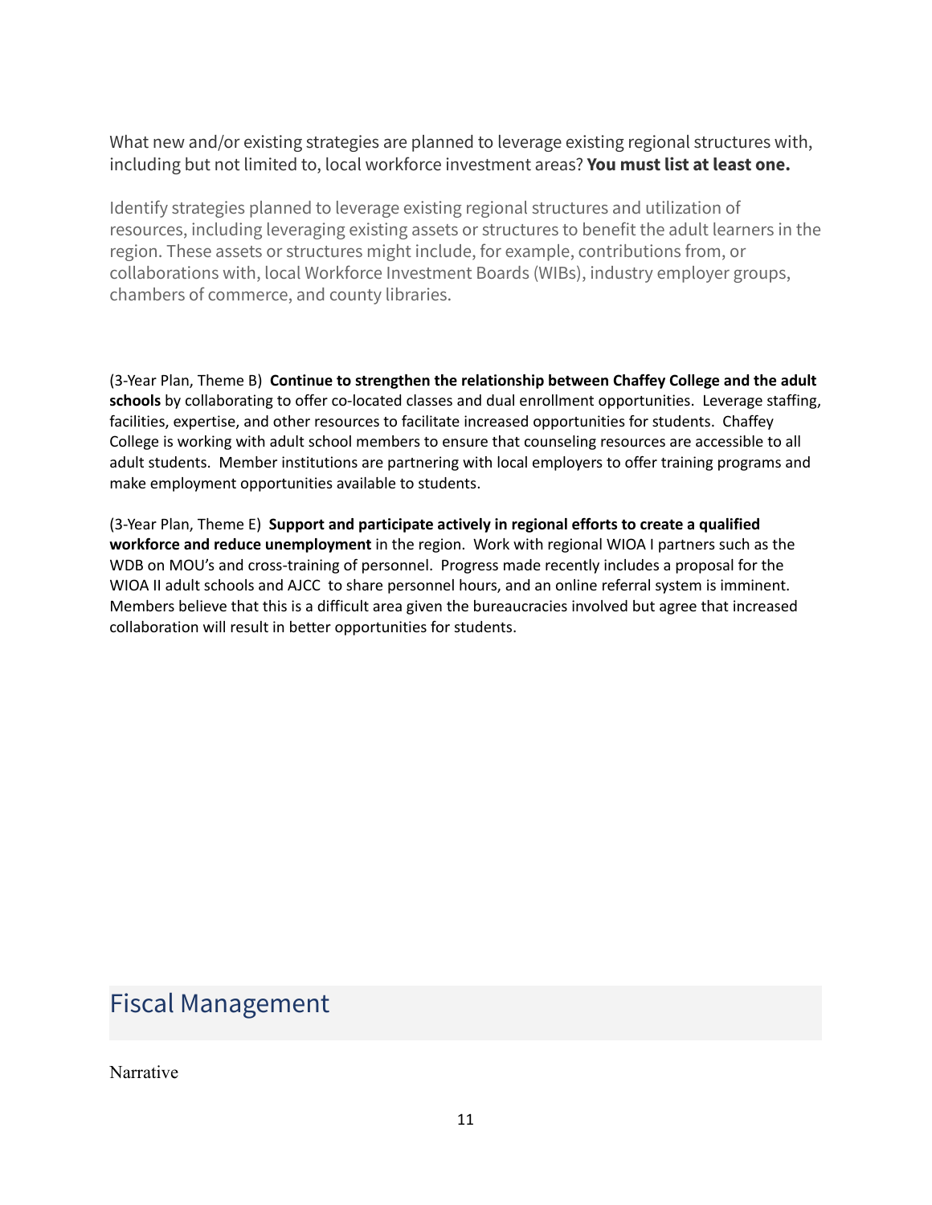What new and/or existing strategies are planned to leverage existing regional structures with, including but not limited to, local workforce investment areas? **You must list at least one.**

Identify strategies planned to leverage existing regional structures and utilization of resources, including leveraging existing assets or structures to benefit the adult learners in the region. These assets or structures might include, for example, contributions from, or collaborations with, local Workforce Investment Boards (WIBs), industry employer groups, chambers of commerce, and county libraries.

(3-Year Plan, Theme B) **Continue to strengthen the relationship between Chaffey College and the adult schools** by collaborating to offer co-located classes and dual enrollment opportunities. Leverage staffing, facilities, expertise, and other resources to facilitate increased opportunities for students. Chaffey College is working with adult school members to ensure that counseling resources are accessible to all adult students. Member institutions are partnering with local employers to offer training programs and make employment opportunities available to students.

(3-Year Plan, Theme E) **Support and participate actively in regional efforts to create a qualified workforce and reduce unemployment** in the region. Work with regional WIOA I partners such as the WDB on MOU's and cross-training of personnel. Progress made recently includes a proposal for the WIOA II adult schools and AJCC to share personnel hours, and an online referral system is imminent. Members believe that this is a difficult area given the bureaucracies involved but agree that increased collaboration will result in better opportunities for students.

## Fiscal Management

Narrative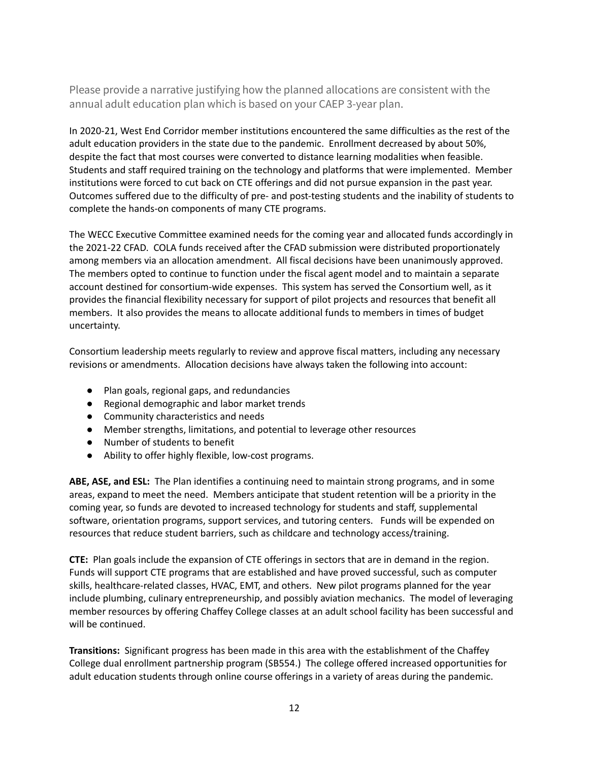## Please provide a narrative justifying how the planned allocations are consistent with the annual adult education plan which is based on your CAEP 3-year plan.

In 2020-21, West End Corridor member institutions encountered the same difficulties as the rest of the adult education providers in the state due to the pandemic. Enrollment decreased by about 50%, despite the fact that most courses were converted to distance learning modalities when feasible. Students and staff required training on the technology and platforms that were implemented. Member institutions were forced to cut back on CTE offerings and did not pursue expansion in the past year. Outcomes suffered due to the difficulty of pre- and post-testing students and the inability of students to complete the hands-on components of many CTE programs.

The WECC Executive Committee examined needs for the coming year and allocated funds accordingly in the 2021-22 CFAD. COLA funds received after the CFAD submission were distributed proportionately among members via an allocation amendment. All fiscal decisions have been unanimously approved. The members opted to continue to function under the fiscal agent model and to maintain a separate account destined for consortium-wide expenses. This system has served the Consortium well, as it provides the financial flexibility necessary for support of pilot projects and resources that benefit all members. It also provides the means to allocate additional funds to members in times of budget uncertainty.

Consortium leadership meets regularly to review and approve fiscal matters, including any necessary revisions or amendments. Allocation decisions have always taken the following into account:

- Plan goals, regional gaps, and redundancies
- Regional demographic and labor market trends
- Community characteristics and needs
- Member strengths, limitations, and potential to leverage other resources
- Number of students to benefit
- Ability to offer highly flexible, low-cost programs.

**ABE, ASE, and ESL:** The Plan identifies a continuing need to maintain strong programs, and in some areas, expand to meet the need. Members anticipate that student retention will be a priority in the coming year, so funds are devoted to increased technology for students and staff, supplemental software, orientation programs, support services, and tutoring centers. Funds will be expended on resources that reduce student barriers, such as childcare and technology access/training.

**CTE:** Plan goals include the expansion of CTE offerings in sectors that are in demand in the region. Funds will support CTE programs that are established and have proved successful, such as computer skills, healthcare-related classes, HVAC, EMT, and others. New pilot programs planned for the year include plumbing, culinary entrepreneurship, and possibly aviation mechanics. The model of leveraging member resources by offering Chaffey College classes at an adult school facility has been successful and will be continued.

**Transitions:** Significant progress has been made in this area with the establishment of the Chaffey College dual enrollment partnership program (SB554.) The college offered increased opportunities for adult education students through online course offerings in a variety of areas during the pandemic.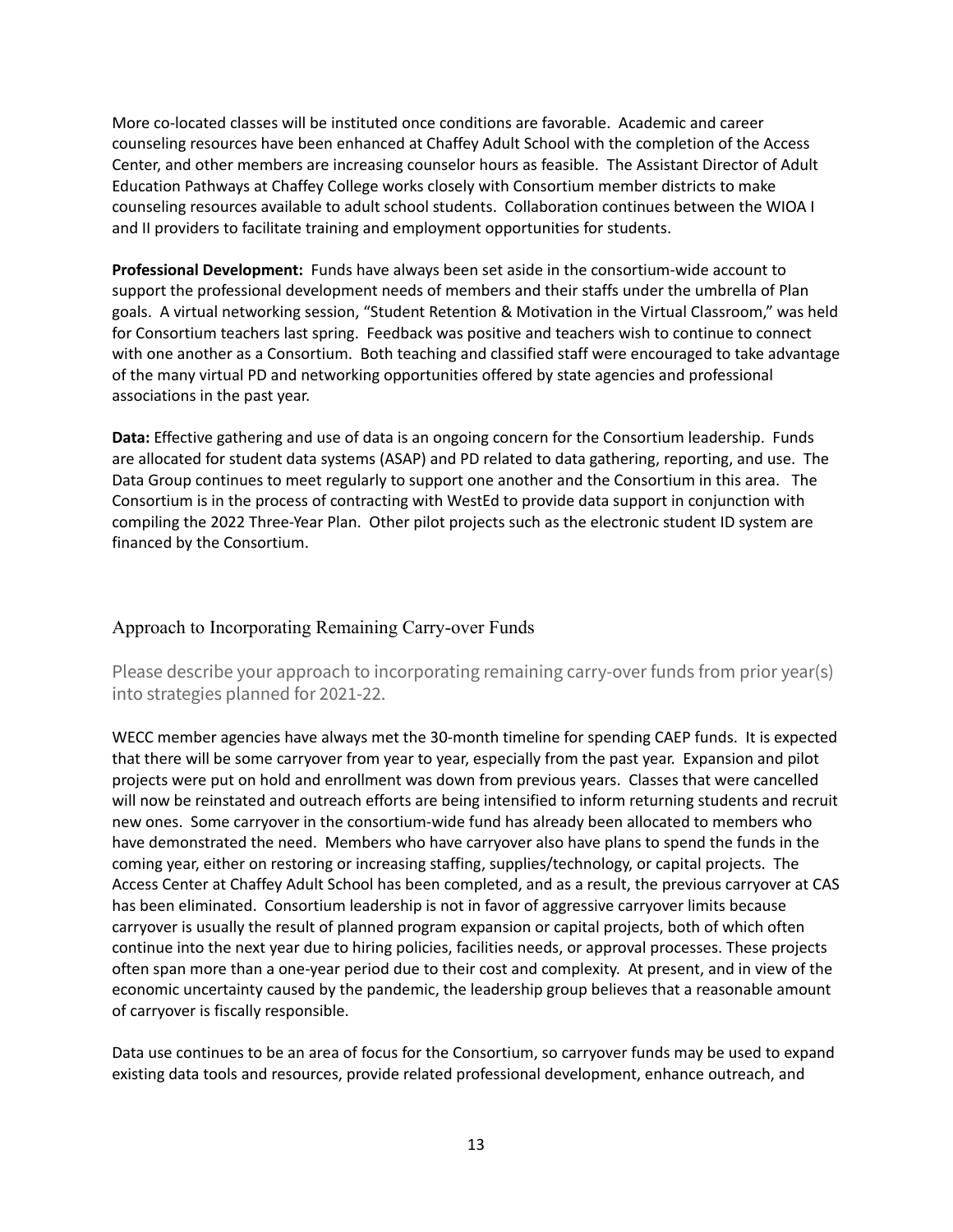More co-located classes will be instituted once conditions are favorable. Academic and career counseling resources have been enhanced at Chaffey Adult School with the completion of the Access Center, and other members are increasing counselor hours as feasible. The Assistant Director of Adult Education Pathways at Chaffey College works closely with Consortium member districts to make counseling resources available to adult school students. Collaboration continues between the WIOA I and II providers to facilitate training and employment opportunities for students.

**Professional Development:** Funds have always been set aside in the consortium-wide account to support the professional development needs of members and their staffs under the umbrella of Plan goals. A virtual networking session, "Student Retention & Motivation in the Virtual Classroom," was held for Consortium teachers last spring. Feedback was positive and teachers wish to continue to connect with one another as a Consortium. Both teaching and classified staff were encouraged to take advantage of the many virtual PD and networking opportunities offered by state agencies and professional associations in the past year.

**Data:** Effective gathering and use of data is an ongoing concern for the Consortium leadership. Funds are allocated for student data systems (ASAP) and PD related to data gathering, reporting, and use. The Data Group continues to meet regularly to support one another and the Consortium in this area. The Consortium is in the process of contracting with WestEd to provide data support in conjunction with compiling the 2022 Three-Year Plan. Other pilot projects such as the electronic student ID system are financed by the Consortium.

## Approach to Incorporating Remaining Carry-over Funds

### Please describe your approach to incorporating remaining carry-over funds from prior year(s) into strategies planned for 2021-22.

WECC member agencies have always met the 30-month timeline for spending CAEP funds. It is expected that there will be some carryover from year to year, especially from the past year. Expansion and pilot projects were put on hold and enrollment was down from previous years. Classes that were cancelled will now be reinstated and outreach efforts are being intensified to inform returning students and recruit new ones. Some carryover in the consortium-wide fund has already been allocated to members who have demonstrated the need. Members who have carryover also have plans to spend the funds in the coming year, either on restoring or increasing staffing, supplies/technology, or capital projects. The Access Center at Chaffey Adult School has been completed, and as a result, the previous carryover at CAS has been eliminated. Consortium leadership is not in favor of aggressive carryover limits because carryover is usually the result of planned program expansion or capital projects, both of which often continue into the next year due to hiring policies, facilities needs, or approval processes. These projects often span more than a one-year period due to their cost and complexity. At present, and in view of the economic uncertainty caused by the pandemic, the leadership group believes that a reasonable amount of carryover is fiscally responsible.

Data use continues to be an area of focus for the Consortium, so carryover funds may be used to expand existing data tools and resources, provide related professional development, enhance outreach, and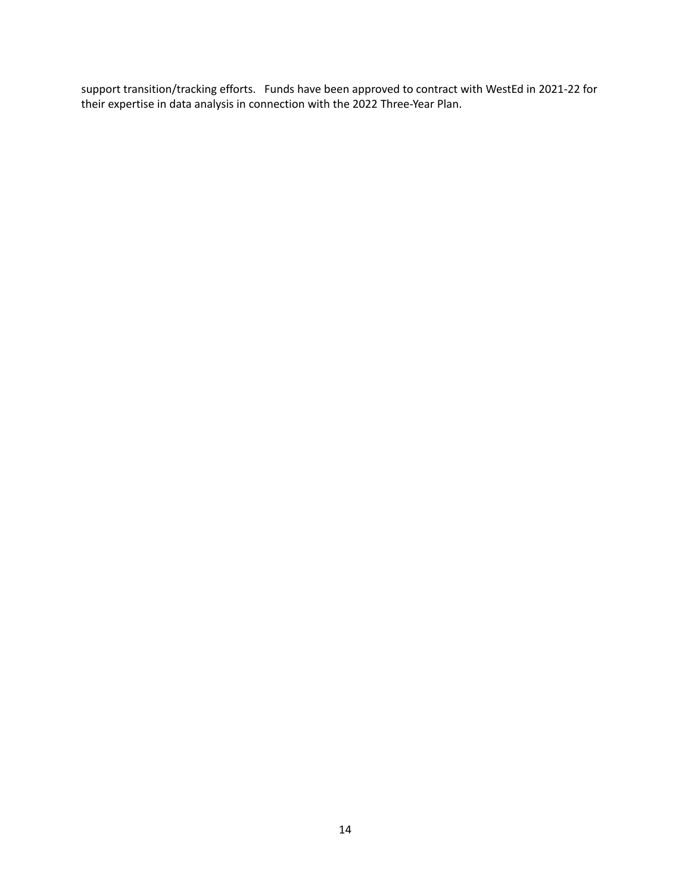support transition/tracking efforts.   Funds have been approved to contract with WestEd in 2021-22 for their expertise in data analysis in connection with the 2022 Three-Year Plan.